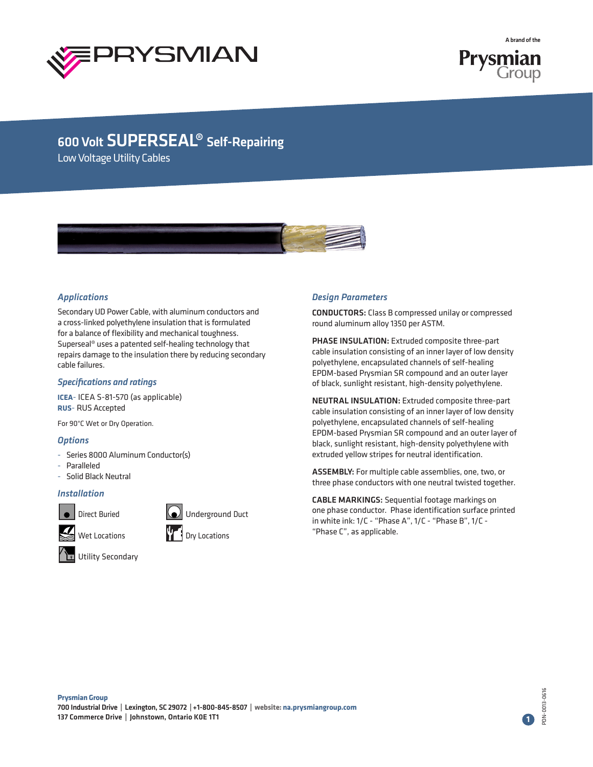# 600 Volt SUPERSEAL® Self-Repairing

Low Voltage Utility Cables

## Applications

Secondary UD Power Cable, with aluminum conductors and a cross-linked polyethylene insulation that is formulated for a balance of flexibility and mechanical toughness. Superseal® uses a patented self-healing technology that repairs damage to the insulation there by reducing secondary cable failures.

## Specifications and ratings

**ICEA**- ICEA S-81-570 (as applicable)
**RUS**- RUS Accepted

For 90°C Wet or Dry Operation.

## Options

- Series 8000 Aluminum Conductor(s)
- Paralleled
- Solid Black Neutral

## Installation

- Direct Buried
- Underground Duct
- Wet Locations
- Dry Locations
- Utility Secondary

## Design Parameters

**CONDUCTORS:** Class B compressed unilay or compressed round aluminum alloy 1350 per ASTM.

**PHASE INSULATION:** Extruded composite three-part cable insulation consisting of an inner layer of low density polyethylene, encapsulated channels of self-healing EPDM-based Prysmian SR compound and an outer layer of black, sunlight resistant, high-density polyethylene.

**NEUTRAL INSULATION:** Extruded composite three-part cable insulation consisting of an inner layer of low density polyethylene, encapsulated channels of self-healing EPDM-based Prysmian SR compound and an outer layer of black, sunlight resistant, high-density polyethylene with extruded yellow stripes for neutral identification.

**ASSEMBLY:** For multiple cable assemblies, one, two, or three phase conductors with one neutral twisted together.

**CABLE MARKINGS:** Sequential footage markings on one phase conductor. Phase identification surface printed in white ink: 1/C - "Phase A", 1/C - "Phase B", 1/C - "Phase C", as applicable.

**Prysmian Group**
700 Industrial Drive | Lexington, SC 29072 | +1-800-845-8507 | website: na.prysmiangroup.com
137 Commerce Drive | Johnstown, Ontario K0E 1T1

PDN-0013-0616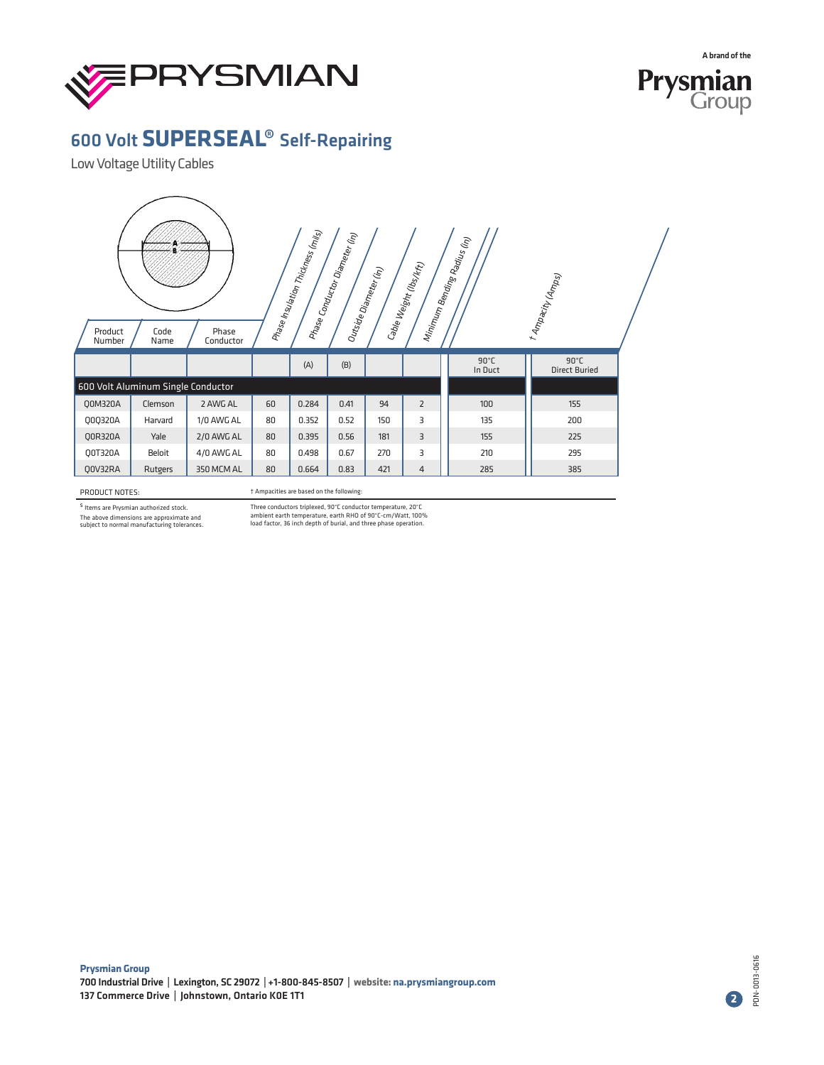# 600 Volt SUPERSEAL® Self-Repairing

Low Voltage Utility Cables

| Product Number | Code Name | Phase Conductor | Phase Insulation Thickness (mils) | Phase Conductor Diameter (in) | Outside Diameter (in) | Cable Weight (lbs/kft) | Minimum Bending Radius (in) | † Ampacity (Amps) | |
|---|---|---|---|---|---|---|---|---|---|
| | | | | (A) | (B) | | | 90°C In Duct | 90°C Direct Buried |
| **600 Volt Aluminum Single Conductor** | | | | | | | | | |
| Q0M320A | Clemson | 2 AWG AL | 60 | 0.284 | 0.41 | 94 | 2 | 100 | 155 |
| Q0Q320A | Harvard | 1/0 AWG AL | 80 | 0.352 | 0.52 | 150 | 3 | 135 | 200 |
| Q0R320A | Yale | 2/0 AWG AL | 80 | 0.395 | 0.56 | 181 | 3 | 155 | 225 |
| Q0T320A | Beloit | 4/0 AWG AL | 80 | 0.498 | 0.67 | 270 | 3 | 210 | 295 |
| Q0V32RA | Rutgers | 350 MCM AL | 80 | 0.664 | 0.83 | 421 | 4 | 285 | 385 |

PRODUCT NOTES:

S Items are Prysmian authorized stock.

The above dimensions are approximate and subject to normal manufacturing tolerances.

† Ampacities are based on the following:

Three conductors triplexed, 90°C conductor temperature, 20°C ambient earth temperature, earth RHO of 90°C-cm/Watt, 100% load factor, 36 inch depth of burial, and three phase operation.

**Prysmian Group**
**700 Industrial Drive | Lexington, SC 29072 | +1-800-845-8507 | website: na.prysmiangroup.com**
**137 Commerce Drive | Johnstown, Ontario K0E 1T1**

PDN-0013-0616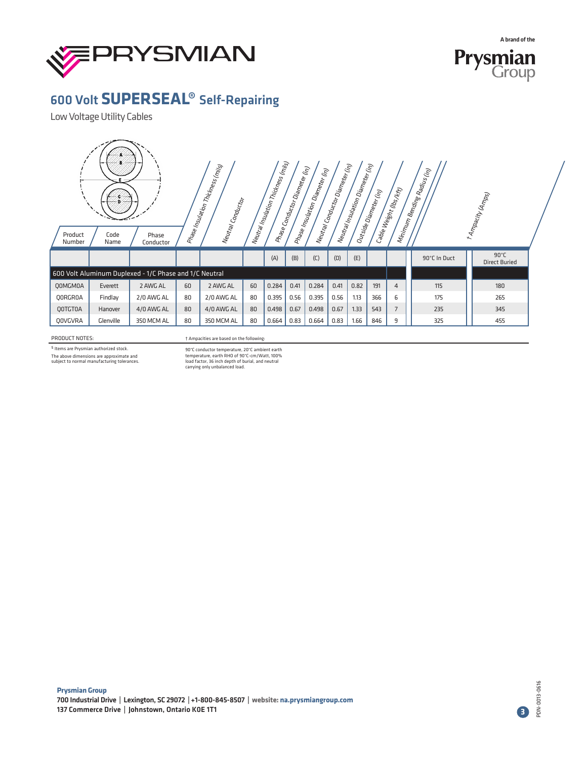A brand of the Prysmian Group

# 600 Volt SUPERSEAL® Self-Repairing

Low Voltage Utility Cables

| Product Number | Code Name | Phase Conductor | Phase Insulation Thickness (mils) | Neutral Conductor | Neutral Insulation Thickness (mils) | Phase Conductor Diameter (in) | Phase Insulation Diameter (in) | Neutral Conductor Diameter (in) | Neutral Insulation Diameter (in) | Outside Diameter (in) | Cable Weight (lbs/kft) | Minimum Bending Radius (in) | † Ampacity (Amps) | |
|---|---|---|---|---|---|---|---|---|---|---|---|---|---|---|
| | | | | | | (A) | (B) | (C) | (D) | (E) | | | 90°C In Duct | 90°C Direct Buried |
| **600 Volt Aluminum Duplexed - 1/C Phase and 1/C Neutral** | | | | | | | | | | | | | | |
| Q0MGM0A | Everett | 2 AWG AL | 60 | 2 AWG AL | 60 | 0.284 | 0.41 | 0.284 | 0.41 | 0.82 | 191 | 4 | 115 | 180 |
| Q0RGR0A | Findlay | 2/0 AWG AL | 80 | 2/0 AWG AL | 80 | 0.395 | 0.56 | 0.395 | 0.56 | 1.13 | 366 | 6 | 175 | 265 |
| Q0TGT0A | Hanover | 4/0 AWG AL | 80 | 4/0 AWG AL | 80 | 0.498 | 0.67 | 0.498 | 0.67 | 1.33 | 543 | 7 | 235 | 345 |
| Q0VGVRA | Glenville | 350 MCM AL | 80 | 350 MCM AL | 80 | 0.664 | 0.83 | 0.664 | 0.83 | 1.66 | 846 | 9 | 325 | 455 |

PRODUCT NOTES:

§ Items are Prysmian authorized stock.

The above dimensions are approximate and subject to normal manufacturing tolerances.

† Ampacities are based on the following:

90°C conductor temperature, 20°C ambient earth temperature, earth RHO of 90°C-cm/Watt, 100% load factor, 36 inch depth of burial, and neutral carrying only unbalanced load.

**Prysmian Group**
**700 Industrial Drive | Lexington, SC 29072 | +1-800-845-8507 | website: na.prysmiangroup.com**
**137 Commerce Drive | Johnstown, Ontario K0E 1T1**

PDN-0013-0616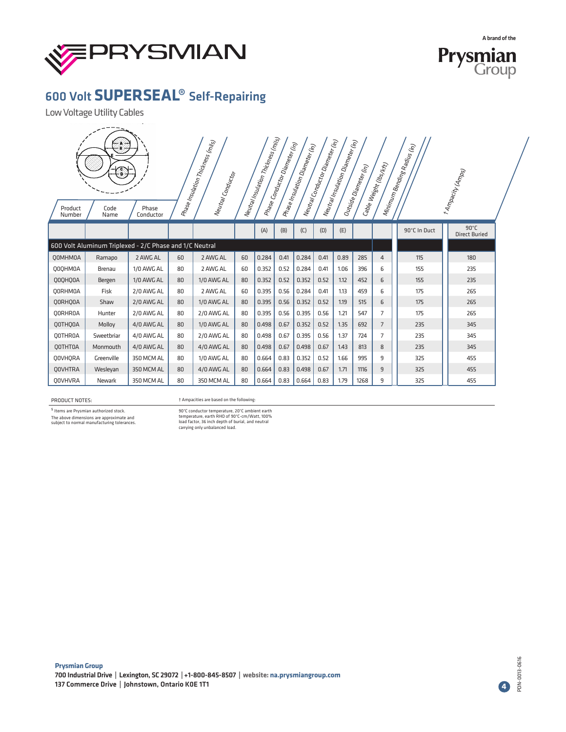# 600 Volt SUPERSEAL® Self-Repairing

Low Voltage Utility Cables

| Product Number | Code Name | Phase Conductor | Phase Insulation Thickness (mils) | Neutral Conductor | Neutral Insulation Thickness (mils) | Phase Conductor Diameter (in) | Phase Insulation Diameter (in) | Neutral Conductor Diameter (in) | Neutral Insulation Diameter (in) | Outside Diameter (in) | Cable Weight (lbs/kft) | Minimum Bending Radius (in) | † Ampacity (Amps) | |
|---|---|---|---|---|---|---|---|---|---|---|---|---|---|---|
| | | | | | | (A) | (B) | (C) | (D) | (E) | | | 90°C In Duct | 90°C Direct Buried |
| **600 Volt Aluminum Triplexed - 2/C Phase and 1/C Neutral** | | | | | | | | | | | | | | |
| Q0MHM0A | Ramapo | 2 AWG AL | 60 | 2 AWG AL | 60 | 0.284 | 0.41 | 0.284 | 0.41 | 0.89 | 285 | 4 | 115 | 180 |
| Q0QHM0A | Brenau | 1/0 AWG AL | 80 | 2 AWG AL | 60 | 0.352 | 0.52 | 0.284 | 0.41 | 1.06 | 396 | 6 | 155 | 235 |
| Q0QHQ0A | Bergen | 1/0 AWG AL | 80 | 1/0 AWG AL | 80 | 0.352 | 0.52 | 0.352 | 0.52 | 1.12 | 452 | 6 | 155 | 235 |
| Q0RHM0A | Fisk | 2/0 AWG AL | 80 | 2 AWG AL | 60 | 0.395 | 0.56 | 0.284 | 0.41 | 1.13 | 459 | 6 | 175 | 265 |
| Q0RHQ0A | Shaw | 2/0 AWG AL | 80 | 1/0 AWG AL | 80 | 0.395 | 0.56 | 0.352 | 0.52 | 1.19 | 515 | 6 | 175 | 265 |
| Q0RHR0A | Hunter | 2/0 AWG AL | 80 | 2/0 AWG AL | 80 | 0.395 | 0.56 | 0.395 | 0.56 | 1.21 | 547 | 7 | 175 | 265 |
| Q0THQ0A | Molloy | 4/0 AWG AL | 80 | 1/0 AWG AL | 80 | 0.498 | 0.67 | 0.352 | 0.52 | 1.35 | 692 | 7 | 235 | 345 |
| Q0THR0A | Sweetbriar | 4/0 AWG AL | 80 | 2/0 AWG AL | 80 | 0.498 | 0.67 | 0.395 | 0.56 | 1.37 | 724 | 7 | 235 | 345 |
| Q0THT0A | Monmouth | 4/0 AWG AL | 80 | 4/0 AWG AL | 80 | 0.498 | 0.67 | 0.498 | 0.67 | 1.43 | 813 | 8 | 235 | 345 |
| Q0VHQRA | Greenville | 350 MCM AL | 80 | 1/0 AWG AL | 80 | 0.664 | 0.83 | 0.352 | 0.52 | 1.66 | 995 | 9 | 325 | 455 |
| Q0VHTRA | Wesleyan | 350 MCM AL | 80 | 4/0 AWG AL | 80 | 0.664 | 0.83 | 0.498 | 0.67 | 1.71 | 1116 | 9 | 325 | 455 |
| Q0VHVRA | Newark | 350 MCM AL | 80 | 350 MCM AL | 80 | 0.664 | 0.83 | 0.664 | 0.83 | 1.79 | 1268 | 9 | 325 | 455 |

PRODUCT NOTES:

$ Items are Prysmian authorized stock.

The above dimensions are approximate and subject to normal manufacturing tolerances.

† Ampacities are based on the following:

90°C conductor temperature, 20°C ambient earth temperature, earth RHO of 90°C-cm/Watt, 100% load factor, 36 inch depth of burial, and neutral carrying only unbalanced load.

**Prysmian Group**
**700 Industrial Drive | Lexington, SC 29072 | +1-800-845-8507 | website: na.prysmiangroup.com**
**137 Commerce Drive | Johnstown, Ontario K0E 1T1**

PDN-0013-0616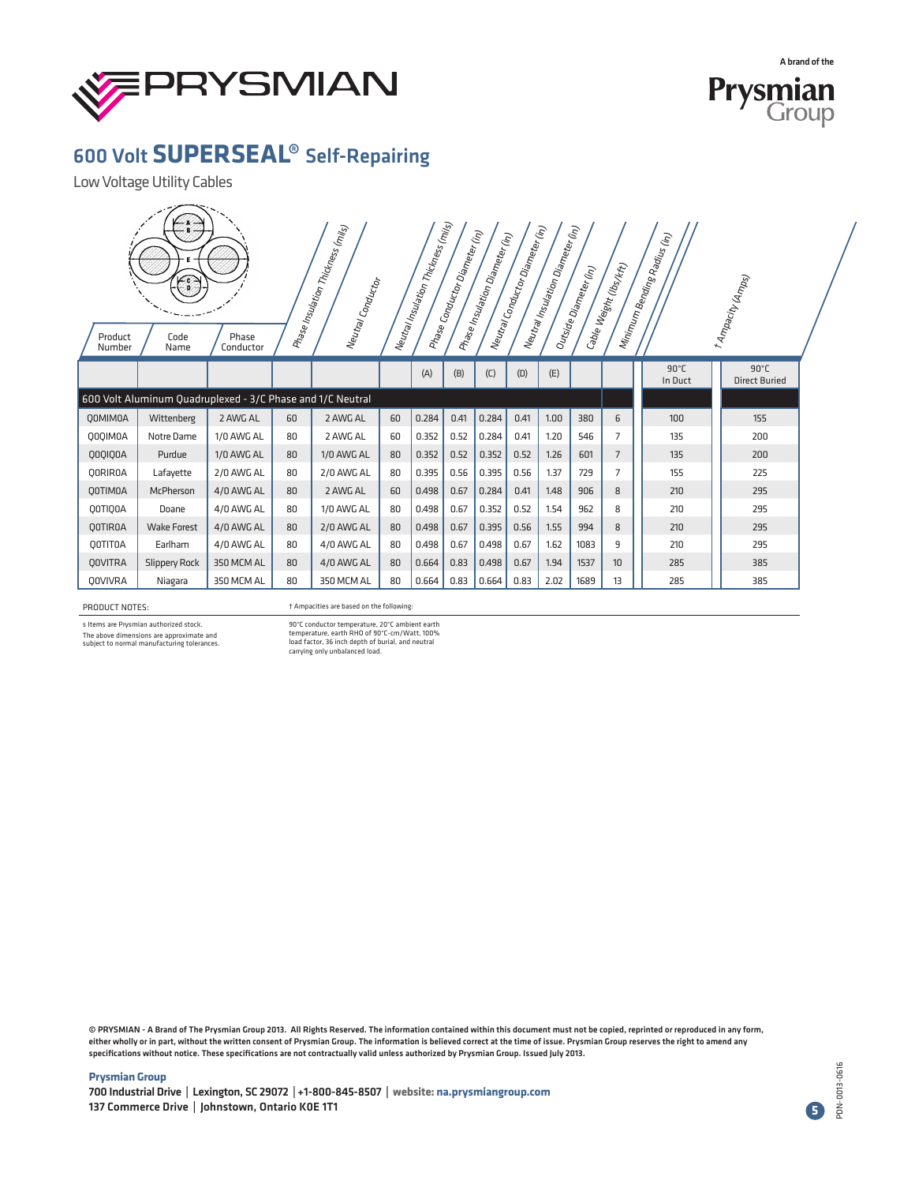# 600 Volt SUPERSEAL® Self-Repairing

Low Voltage Utility Cables

| Product Number | Code Name | Phase Conductor | Phase Insulation Thickness (mils) | Neutral Conductor | Neutral Insulation Thickness (mils) | Phase Conductor Diameter (in) | Phase Insulation Diameter (in) | Neutral Conductor Diameter (in) | Neutral Insulation Diameter (in) | Outside Diameter (in) | Cable Weight (lbs/kft) | Minimum Bending Radius (in) | † Ampacity (Amps) 90°C In Duct | † Ampacity (Amps) 90°C Direct Buried |
|---|---|---|---|---|---|---|---|---|---|---|---|---|---|---|
| | | | | | | (A) | (B) | (C) | (D) | (E) | | | | |
| **600 Volt Aluminum Quadruplexed - 3/C Phase and 1/C Neutral** | | | | | | | | | | | | | | |
| Q0MIM0A | Wittenberg | 2 AWG AL | 60 | 2 AWG AL | 60 | 0.284 | 0.41 | 0.284 | 0.41 | 1.00 | 380 | 6 | 100 | 155 |
| Q0QIM0A | Notre Dame | 1/0 AWG AL | 80 | 2 AWG AL | 60 | 0.352 | 0.52 | 0.284 | 0.41 | 1.20 | 546 | 7 | 135 | 200 |
| Q0QIQ0A | Purdue | 1/0 AWG AL | 80 | 1/0 AWG AL | 80 | 0.352 | 0.52 | 0.352 | 0.52 | 1.26 | 601 | 7 | 135 | 200 |
| Q0RIR0A | Lafayette | 2/0 AWG AL | 80 | 2/0 AWG AL | 80 | 0.395 | 0.56 | 0.395 | 0.56 | 1.37 | 729 | 7 | 155 | 225 |
| Q0TIM0A | McPherson | 4/0 AWG AL | 80 | 2 AWG AL | 60 | 0.498 | 0.67 | 0.284 | 0.41 | 1.48 | 906 | 8 | 210 | 295 |
| Q0TIQ0A | Doane | 4/0 AWG AL | 80 | 1/0 AWG AL | 80 | 0.498 | 0.67 | 0.352 | 0.52 | 1.54 | 962 | 8 | 210 | 295 |
| Q0TIR0A | Wake Forest | 4/0 AWG AL | 80 | 2/0 AWG AL | 80 | 0.498 | 0.67 | 0.395 | 0.56 | 1.55 | 994 | 8 | 210 | 295 |
| Q0TIT0A | Earlham | 4/0 AWG AL | 80 | 4/0 AWG AL | 80 | 0.498 | 0.67 | 0.498 | 0.67 | 1.62 | 1083 | 9 | 210 | 295 |
| Q0VITRA | Slippery Rock | 350 MCM AL | 80 | 4/0 AWG AL | 80 | 0.664 | 0.83 | 0.498 | 0.67 | 1.94 | 1537 | 10 | 285 | 385 |
| Q0VIVRA | Niagara | 350 MCM AL | 80 | 350 MCM AL | 80 | 0.664 | 0.83 | 0.664 | 0.83 | 2.02 | 1689 | 13 | 285 | 385 |

PRODUCT NOTES:

s Items are Prysmian authorized stock.
The above dimensions are approximate and subject to normal manufacturing tolerances.

† Ampacities are based on the following:

90°C conductor temperature, 20°C ambient earth temperature, earth RHO of 90°C-cm/Watt, 100% load factor, 36 inch depth of burial, and neutral carrying only unbalanced load.

**© PRYSMIAN - A Brand of The Prysmian Group 2013. All Rights Reserved. The information contained within this document must not be copied, reprinted or reproduced in any form, either wholly or in part, without the written consent of Prysmian Group. The information is believed correct at the time of issue. Prysmian Group reserves the right to amend any specifications without notice. These specifications are not contractually valid unless authorized by Prysmian Group. Issued July 2013.**

**Prysmian Group**
**700 Industrial Drive | Lexington, SC 29072 | +1-800-845-8507 | website: na.prysmiangroup.com**
**137 Commerce Drive | Johnstown, Ontario K0E 1T1**

PDN-0013-0616